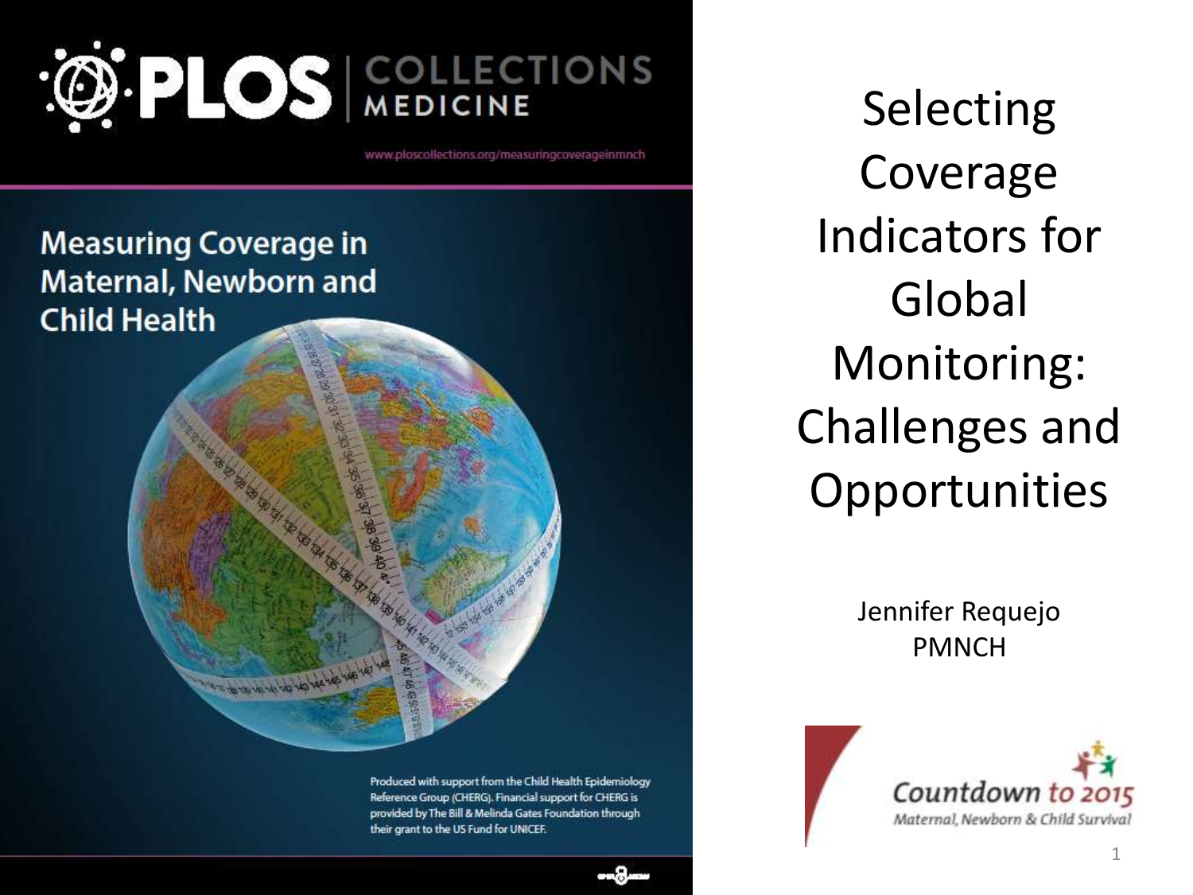PLOS | COLLECTIONS MEDICINE

www.ploscollections.org/measuringcoverageinmnch

## Measuring Coverage in Maternal, Newborn and Child Health

Produced with support from the Child Health Epidemiology Reference Group (CHERG). Financial support for CHERG is provided by The Bill & Melinda Gates Foundation through their grant to the US Fund for UNICEF.

# Selecting Coverage Indicators for Global Monitoring: Challenges and Opportunities

Jennifer Requejo
PMNCH

Countdown to 2015
Maternal, Newborn & Child Survival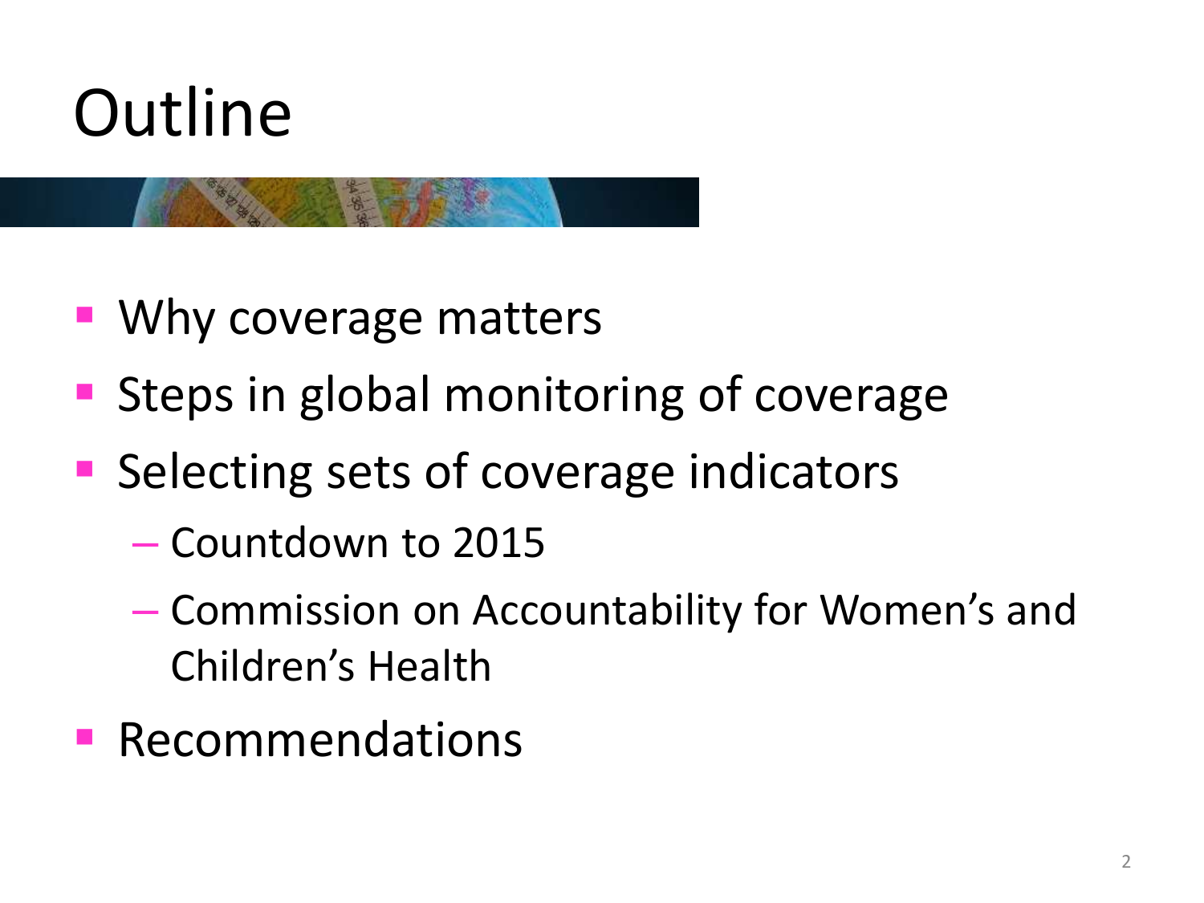# Outline

- Why coverage matters
- Steps in global monitoring of coverage
- Selecting sets of coverage indicators
  - Countdown to 2015
  - Commission on Accountability for Women's and Children's Health
- Recommendations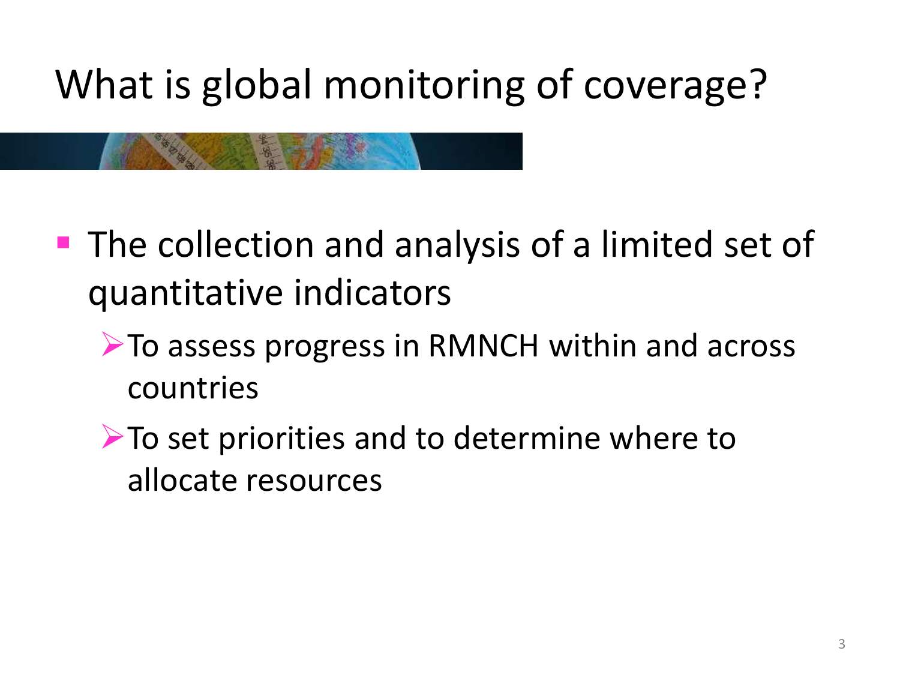# What is global monitoring of coverage?

- The collection and analysis of a limited set of quantitative indicators
  - To assess progress in RMNCH within and across countries
  - To set priorities and to determine where to allocate resources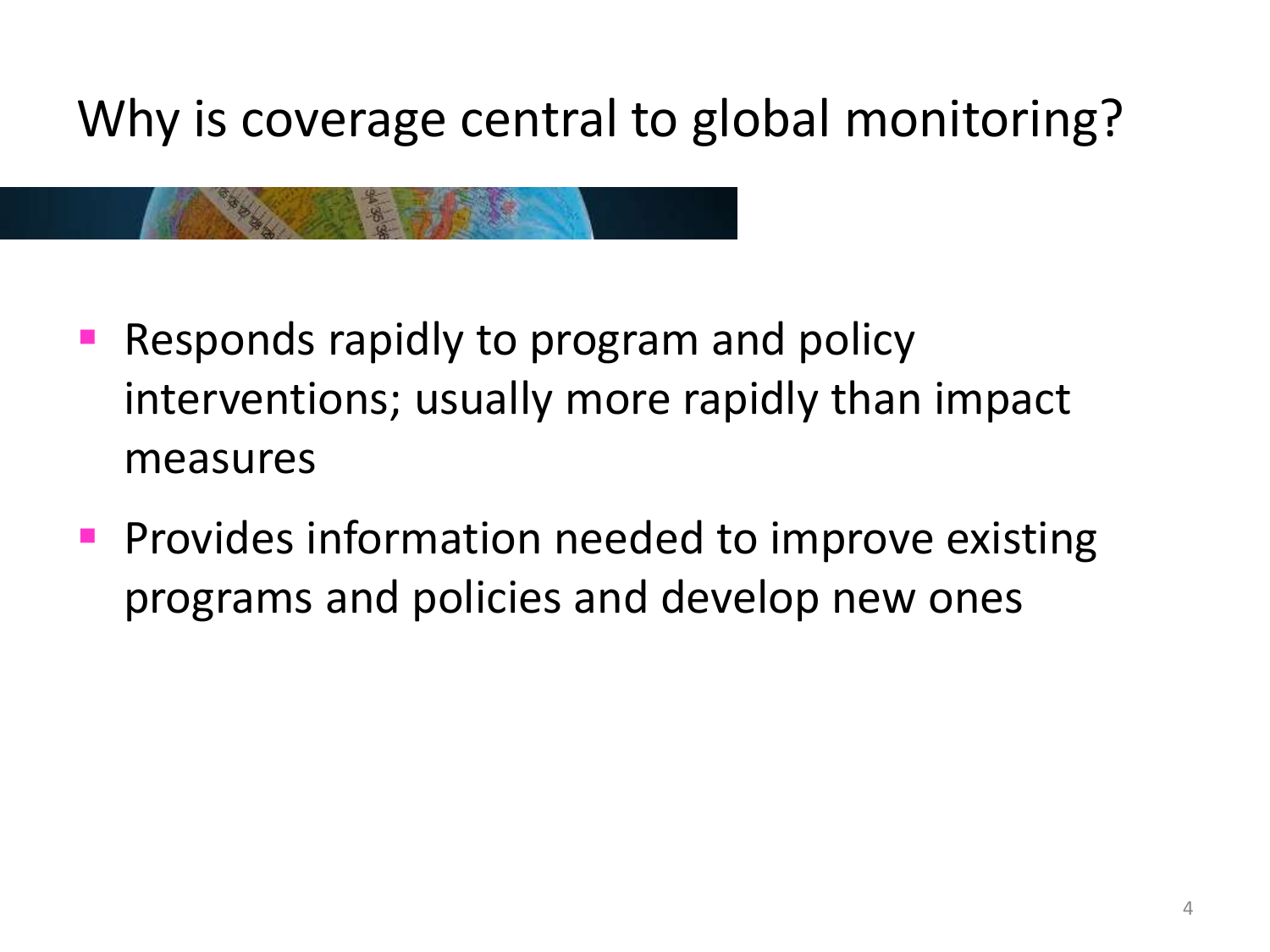# Why is coverage central to global monitoring?

- Responds rapidly to program and policy interventions; usually more rapidly than impact measures
- Provides information needed to improve existing programs and policies and develop new ones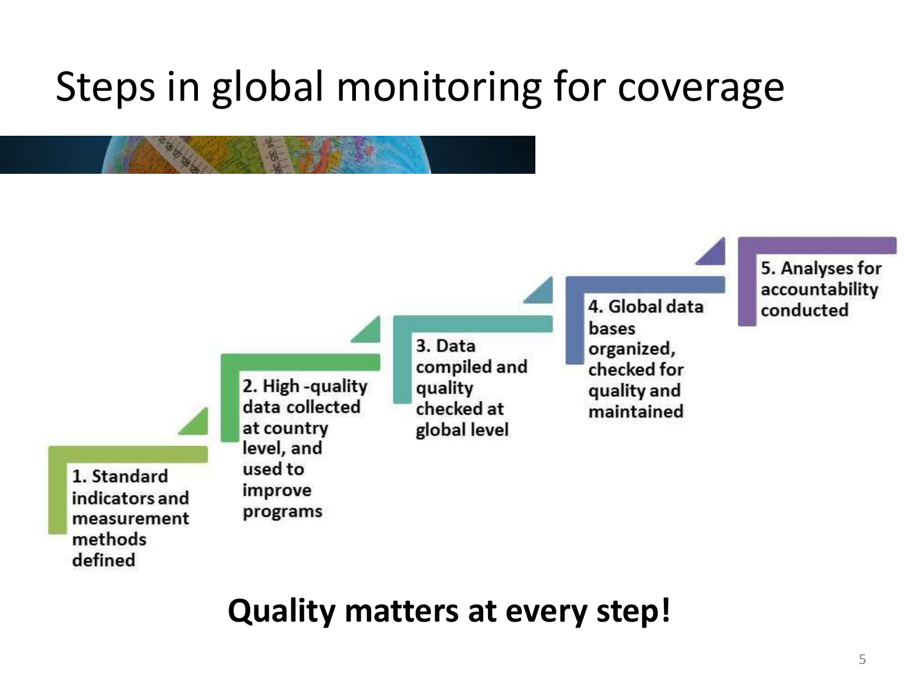# Steps in global monitoring for coverage

1. Standard indicators and measurement methods defined
2. High-quality data collected at country level, and used to improve programs
3. Data compiled and quality checked at global level
4. Global data bases organized, checked for quality and maintained
5. Analyses for accountability conducted

**Quality matters at every step!**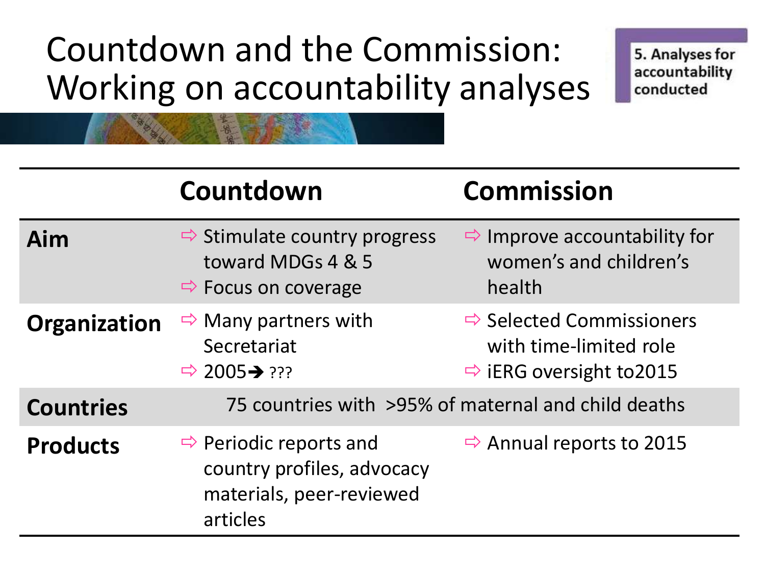# Countdown and the Commission: Working on accountability analyses

5. Analyses for accountability conducted

| | Countdown | Commission |
|---|---|---|
| **Aim** | ⇨ Stimulate country progress toward MDGs 4 & 5<br>⇨ Focus on coverage | ⇨ Improve accountability for women's and children's health |
| **Organization** | ⇨ Many partners with Secretariat<br>⇨ 2005➔ ??? | ⇨ Selected Commissioners with time-limited role<br>⇨ iERG oversight to2015 |
| **Countries** | 75 countries with >95% of maternal and child deaths | |
| **Products** | ⇨ Periodic reports and country profiles, advocacy materials, peer-reviewed articles | ⇨ Annual reports to 2015 |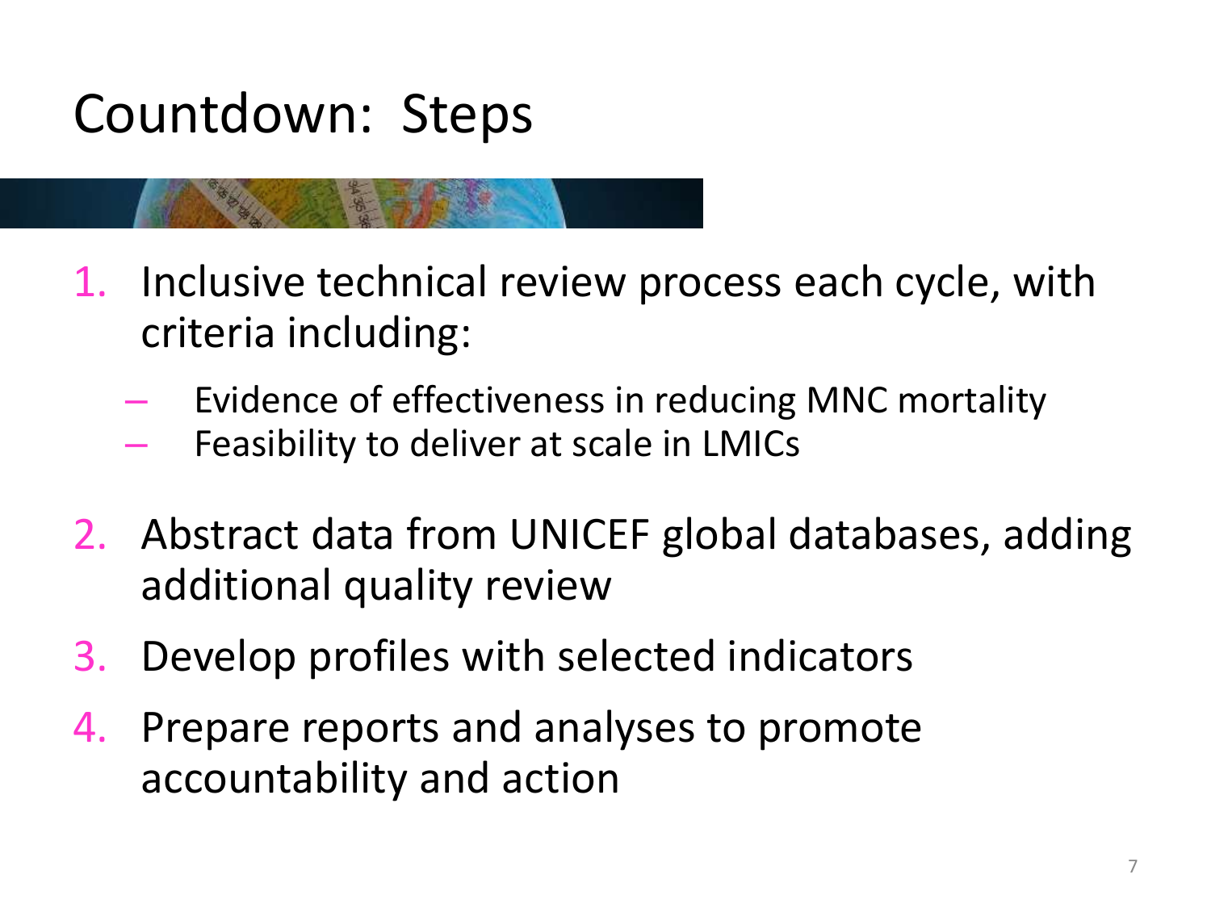# Countdown: Steps

1. Inclusive technical review process each cycle, with criteria including:
   - Evidence of effectiveness in reducing MNC mortality
   - Feasibility to deliver at scale in LMICs
2. Abstract data from UNICEF global databases, adding additional quality review
3. Develop profiles with selected indicators
4. Prepare reports and analyses to promote accountability and action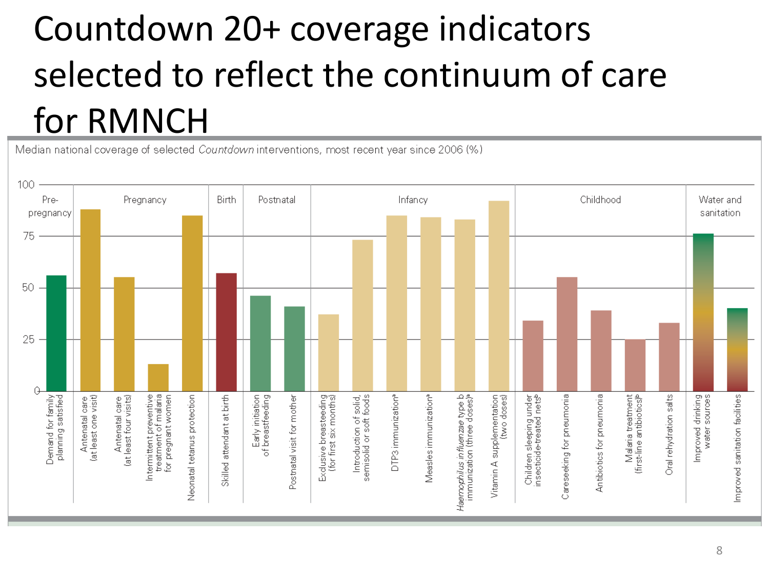# Countdown 20+ coverage indicators selected to reflect the continuum of care for RMNCH

Median national coverage of selected *Countdown* interventions, most recent year since 2006 (%)

| Stage | Intervention | Approx. median coverage (%) |
|---|---|---|
| Pre-pregnancy | Demand for family planning satisfied | 56 |
| Pregnancy | Antenatal care (at least one visit) | 88 |
| Pregnancy | Antenatal care (at least four visits) | 55 |
| Pregnancy | Intermittent preventive treatment of malaria for pregnant women | 13 |
| Pregnancy | Neonatal tetanus protection | 85 |
| Birth | Skilled attendant at birth | 57 |
| Postnatal | Early initiation of breastfeeding | 46 |
| Postnatal | Postnatal visit for mother | 41 |
| Infancy | Exclusive breasteeding (for first six months) | 37 |
| Infancy | Introduction of solid, semisolid or soft foods | 73 |
| Infancy | DTP3 immunization[a] | 85 |
| Infancy | Measles immunization[a] | 84 |
| Infancy | *Haemophilus influenzae* type b immunization (three doses)[a] | 83 |
| Infancy | Vitamin A supplementation (two doses) | 92 |
| Childhood | Children sleeping under insecticide-treated nets[b] | 34 |
| Childhood | Careseeking for pneumonia | 55 |
| Childhood | Antibiotics for pneumonia | 39 |
| Childhood | Malaria treatment (first-line antibiotics)[b] | 25 |
| Childhood | Oral rehydration salts | 33 |
| Water and sanitation | Improved drinking water sources | 76 |
| Water and sanitation | Improved sanitation facilities | 40 |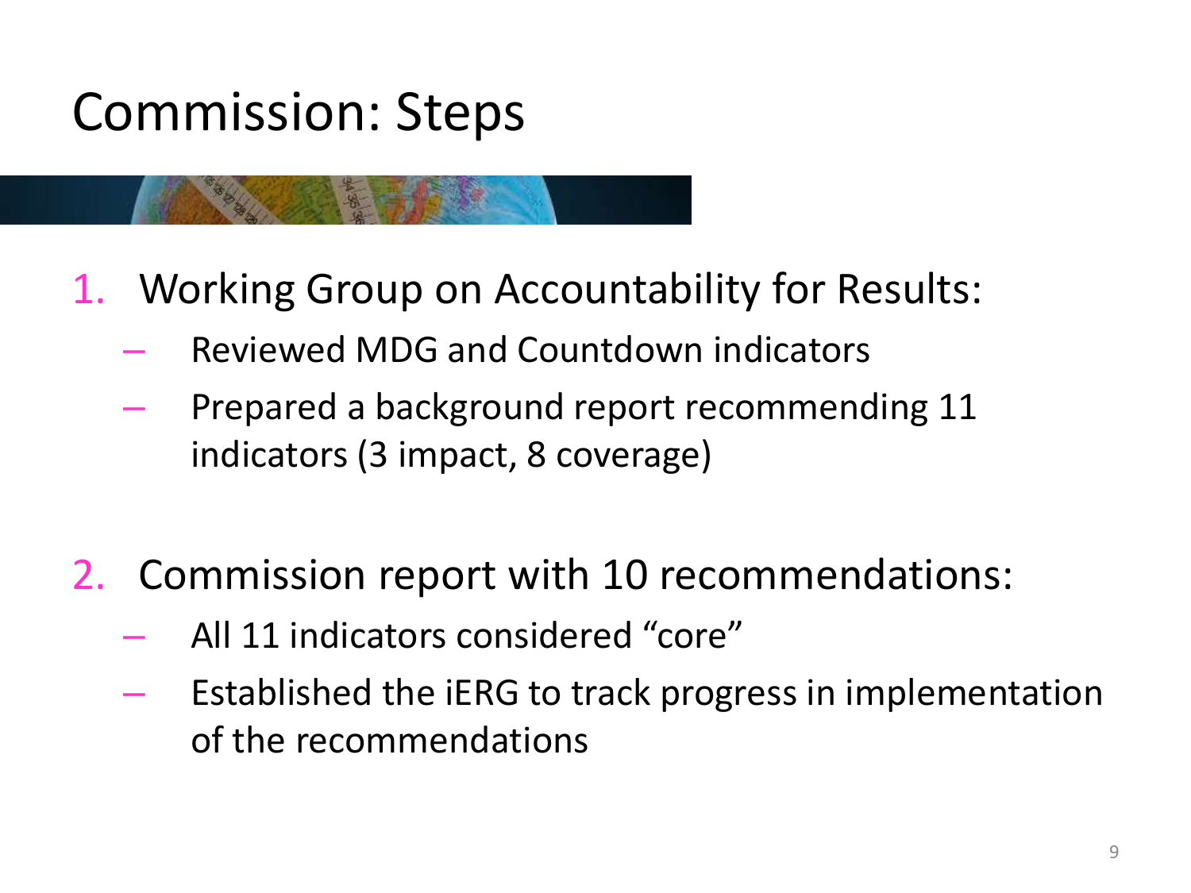# Commission: Steps

1. Working Group on Accountability for Results:
   - Reviewed MDG and Countdown indicators
   - Prepared a background report recommending 11 indicators (3 impact, 8 coverage)

2. Commission report with 10 recommendations:
   - All 11 indicators considered "core"
   - Established the iERG to track progress in implementation of the recommendations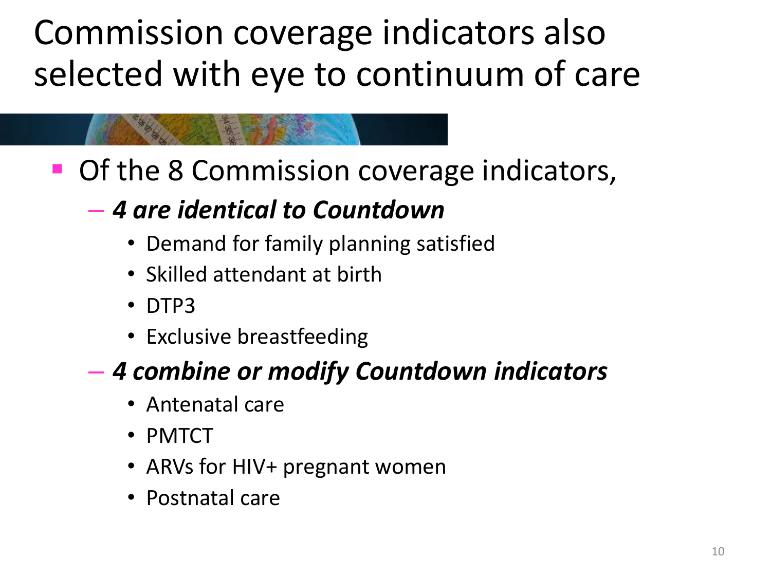# Commission coverage indicators also selected with eye to continuum of care

- Of the 8 Commission coverage indicators,
  - ***4 are identical to Countdown***
    - Demand for family planning satisfied
    - Skilled attendant at birth
    - DTP3
    - Exclusive breastfeeding
  - ***4 combine or modify Countdown indicators***
    - Antenatal care
    - PMTCT
    - ARVs for HIV+ pregnant women
    - Postnatal care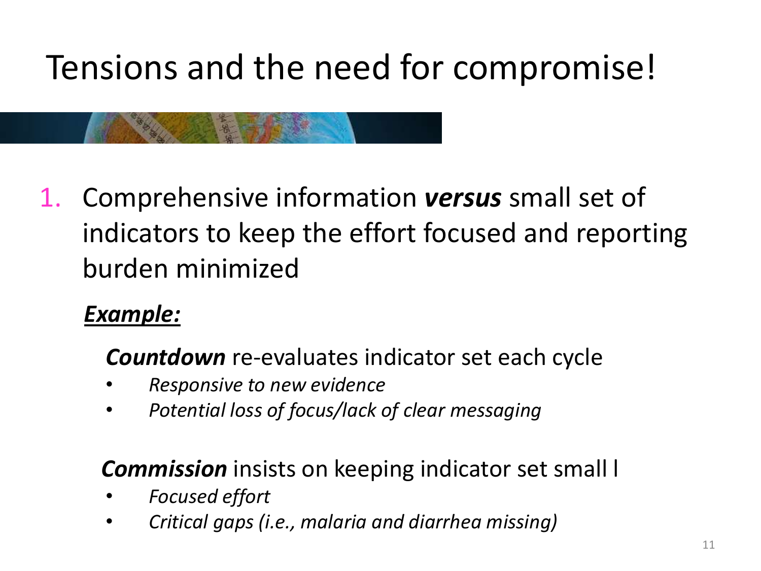# Tensions and the need for compromise!

1. Comprehensive information ***versus*** small set of indicators to keep the effort focused and reporting burden minimized

***<u>Example:</u>***

***Countdown*** re-evaluates indicator set each cycle

- *Responsive to new evidence*
- *Potential loss of focus/lack of clear messaging*

***Commission*** insists on keeping indicator set small l

- *Focused effort*
- *Critical gaps (i.e., malaria and diarrhea missing)*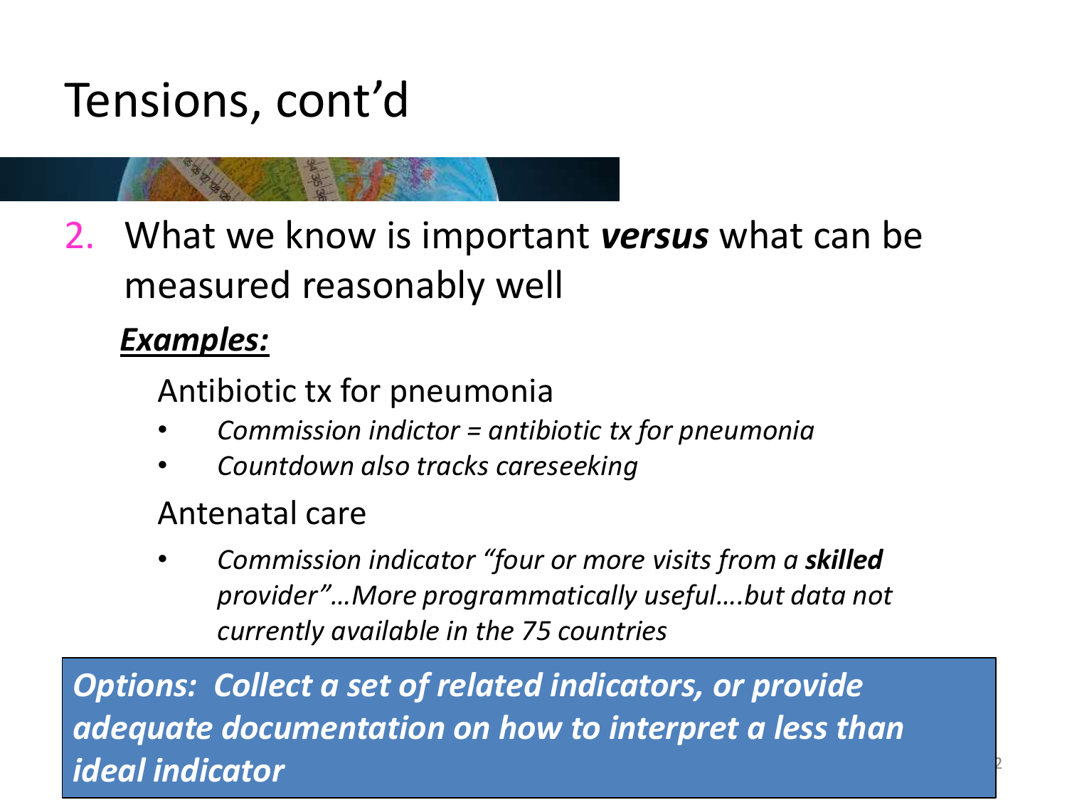# Tensions, cont'd

2. What we know is important ***versus*** what can be measured reasonably well

***<u>Examples:</u>***

Antibiotic tx for pneumonia

- *Commission indictor = antibiotic tx for pneumonia*
- *Countdown also tracks careseeking*

Antenatal care

- *Commission indicator "four or more visits from a **skilled** provider"…More programmatically useful….but data not currently available in the 75 countries*

***Options: Collect a set of related indicators, or provide adequate documentation on how to interpret a less than ideal indicator***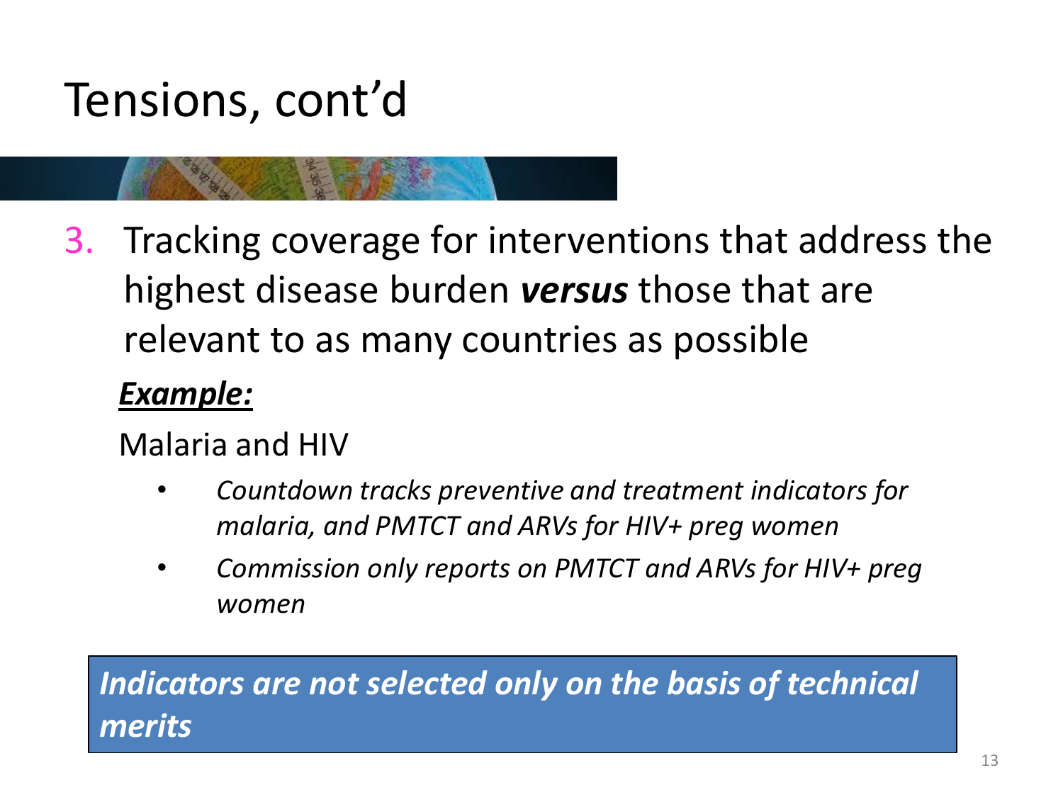# Tensions, cont'd

3. Tracking coverage for interventions that address the highest disease burden ***versus*** those that are relevant to as many countries as possible

***Example:***

Malaria and HIV

- *Countdown tracks preventive and treatment indicators for malaria, and PMTCT and ARVs for HIV+ preg women*
- *Commission only reports on PMTCT and ARVs for HIV+ preg women*

***Indicators are not selected only on the basis of technical merits***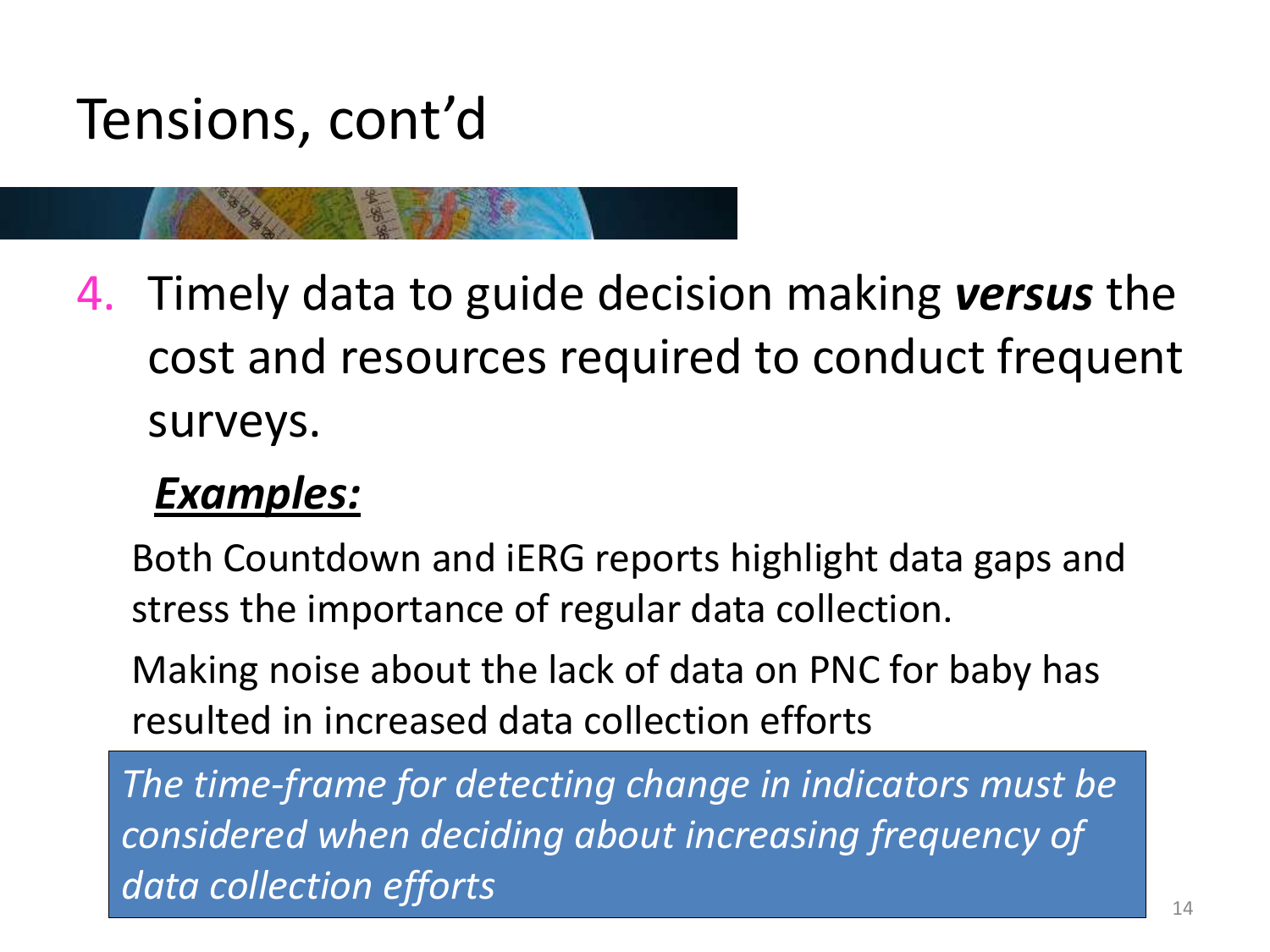# Tensions, cont'd

4. Timely data to guide decision making ***versus*** the cost and resources required to conduct frequent surveys.

***Examples:***

Both Countdown and iERG reports highlight data gaps and stress the importance of regular data collection.

Making noise about the lack of data on PNC for baby has resulted in increased data collection efforts

*The time-frame for detecting change in indicators must be considered when deciding about increasing frequency of data collection efforts*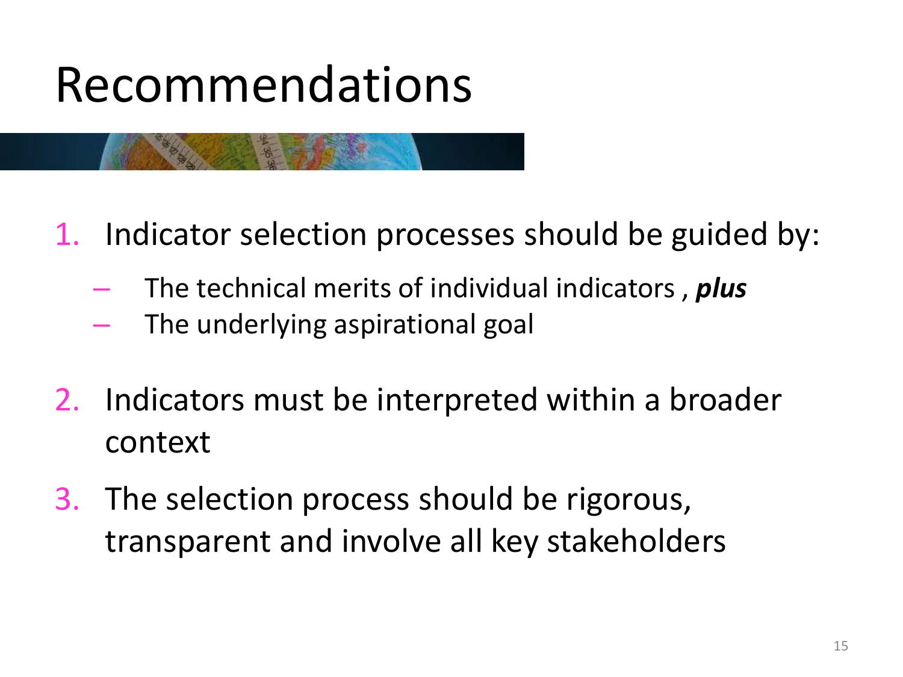# Recommendations

1. Indicator selection processes should be guided by:
   - The technical merits of individual indicators , ***plus***
   - The underlying aspirational goal

2. Indicators must be interpreted within a broader context

3. The selection process should be rigorous, transparent and involve all key stakeholders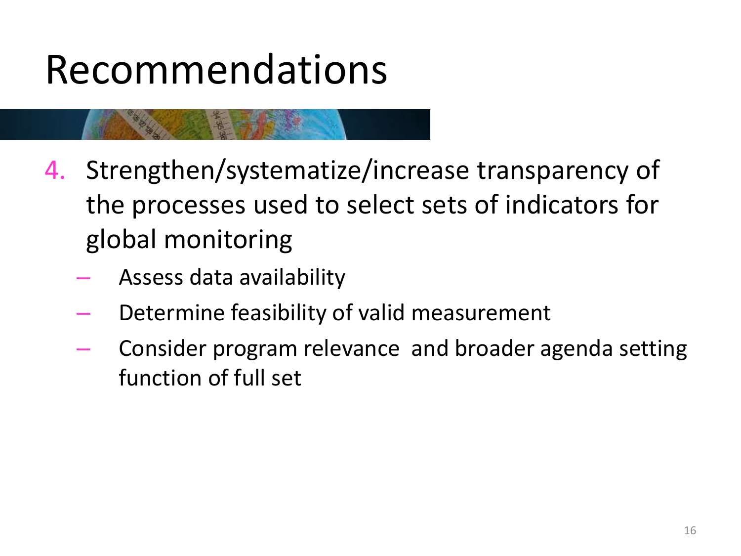# Recommendations

4. Strengthen/systematize/increase transparency of the processes used to select sets of indicators for global monitoring
   - Assess data availability
   - Determine feasibility of valid measurement
   - Consider program relevance and broader agenda setting function of full set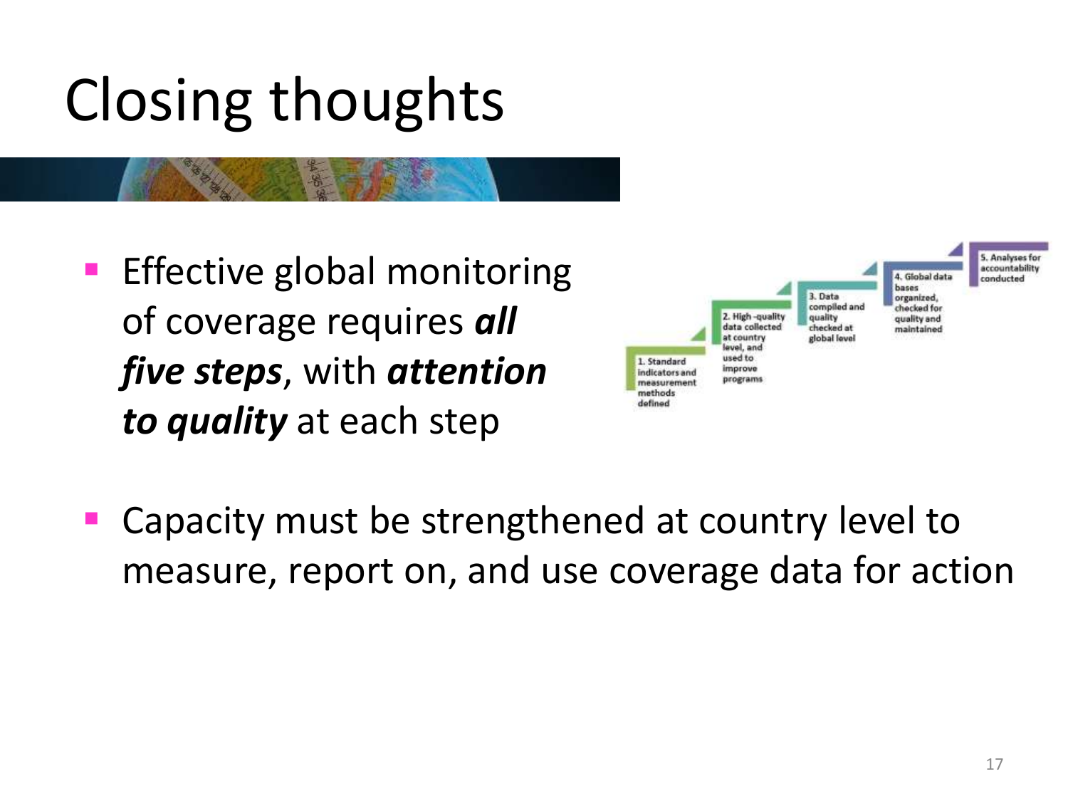# Closing thoughts

- Effective global monitoring of coverage requires ***all five steps***, with ***attention to quality*** at each step

1. Standard indicators and measurement methods defined
2. High-quality data collected at country level, and used to improve programs
3. Data compiled and quality checked at global level
4. Global data bases organized, checked for quality and maintained
5. Analyses for accountability conducted

- Capacity must be strengthened at country level to measure, report on, and use coverage data for action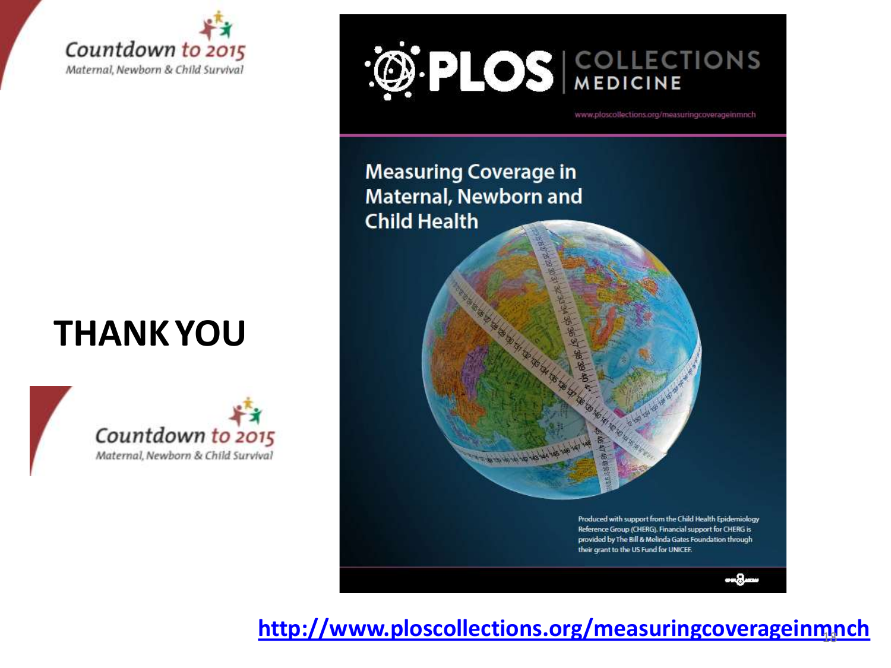Countdown to 2015
Maternal, Newborn & Child Survival

# THANK YOU

Countdown to 2015
Maternal, Newborn & Child Survival

PLOS | COLLECTIONS MEDICINE

www.ploscollections.org/measuringcoverageinmnch

Measuring Coverage in Maternal, Newborn and Child Health

Produced with support from the Child Health Epidemiology Reference Group (CHERG). Financial support for CHERG is provided by The Bill & Melinda Gates Foundation through their grant to the US Fund for UNICEF.

http://www.ploscollections.org/measuringcoverageinmnch